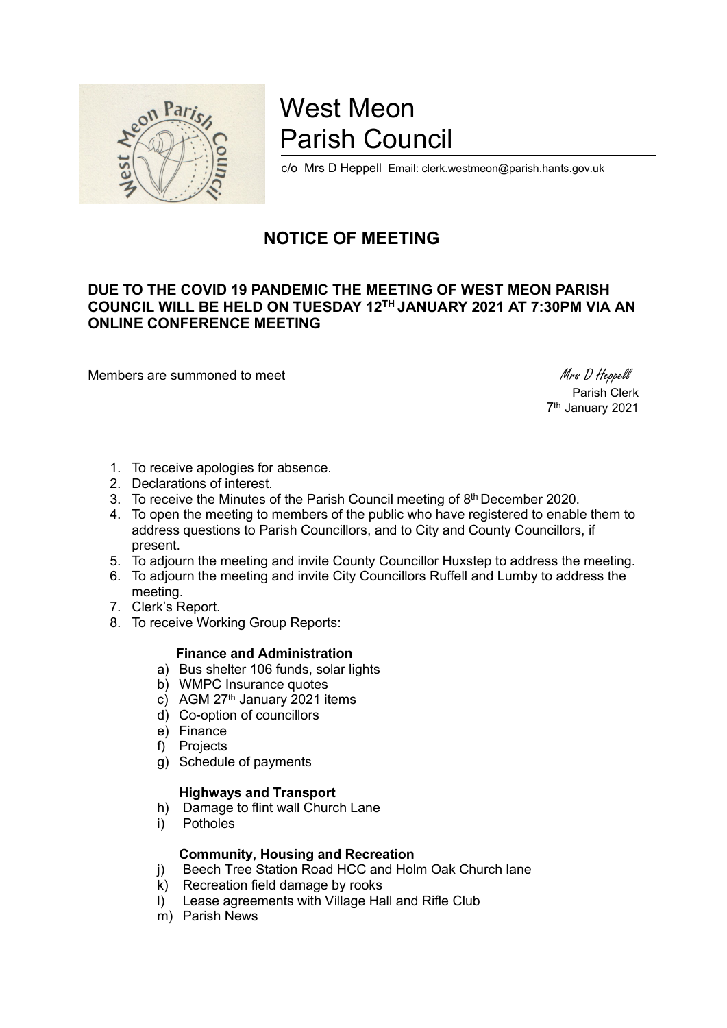# West Meon Parish Council

c/o Mrs D Heppell Email: clerk.westmeon@parish.hants.gov.uk

## NOTICE OF MEETING

**DUE TO THE COVID 19 PANDEMIC THE MEETING OF WEST MEON PARISH COUNCIL WILL BE HELD ON TUESDAY 12TH JANUARY 2021 AT 7:30PM VIA AN ONLINE CONFERENCE MEETING**

Members are summoned to meet

*Mrs D Heppell*
Parish Clerk
7th January 2021

1. To receive apologies for absence.
2. Declarations of interest.
3. To receive the Minutes of the Parish Council meeting of 8th December 2020.
4. To open the meeting to members of the public who have registered to enable them to address questions to Parish Councillors, and to City and County Councillors, if present.
5. To adjourn the meeting and invite County Councillor Huxstep to address the meeting.
6. To adjourn the meeting and invite City Councillors Ruffell and Lumby to address the meeting.
7. Clerk's Report.
8. To receive Working Group Reports:

**Finance and Administration**

a) Bus shelter 106 funds, solar lights
b) WMPC Insurance quotes
c) AGM 27th January 2021 items
d) Co-option of councillors
e) Finance
f) Projects
g) Schedule of payments

**Highways and Transport**

h) Damage to flint wall Church Lane
i) Potholes

**Community, Housing and Recreation**

j) Beech Tree Station Road HCC and Holm Oak Church lane
k) Recreation field damage by rooks
l) Lease agreements with Village Hall and Rifle Club
m) Parish News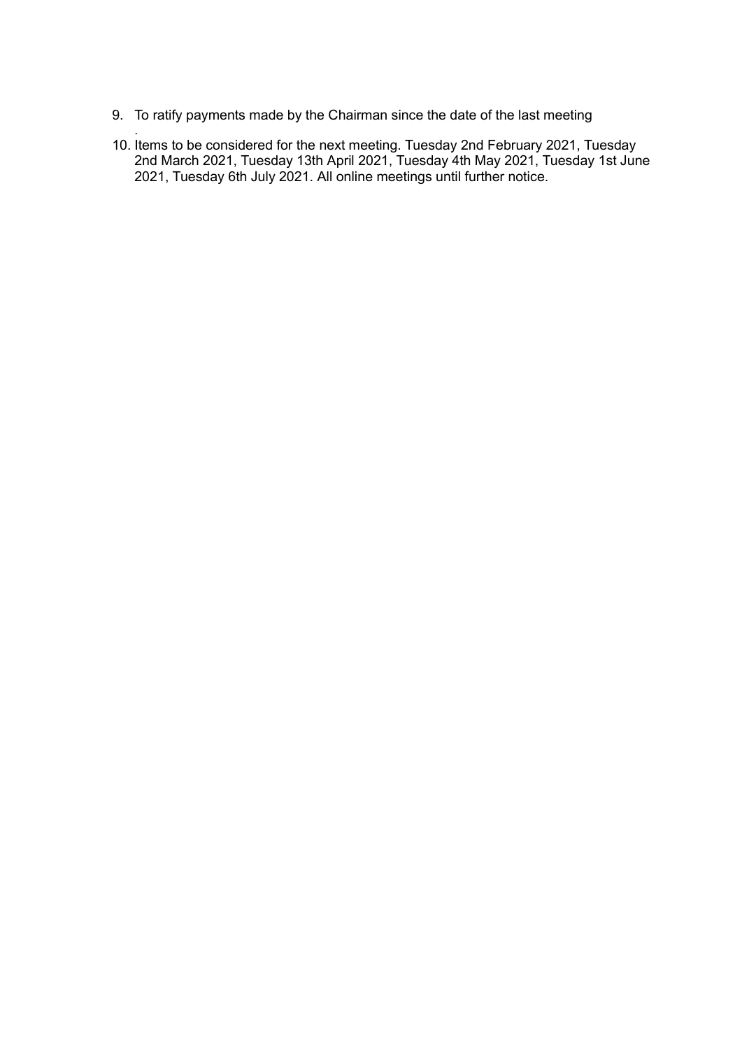9. To ratify payments made by the Chairman since the date of the last meeting
   .
10. Items to be considered for the next meeting. Tuesday 2nd February 2021, Tuesday 2nd March 2021, Tuesday 13th April 2021, Tuesday 4th May 2021, Tuesday 1st June 2021, Tuesday 6th July 2021. All online meetings until further notice.